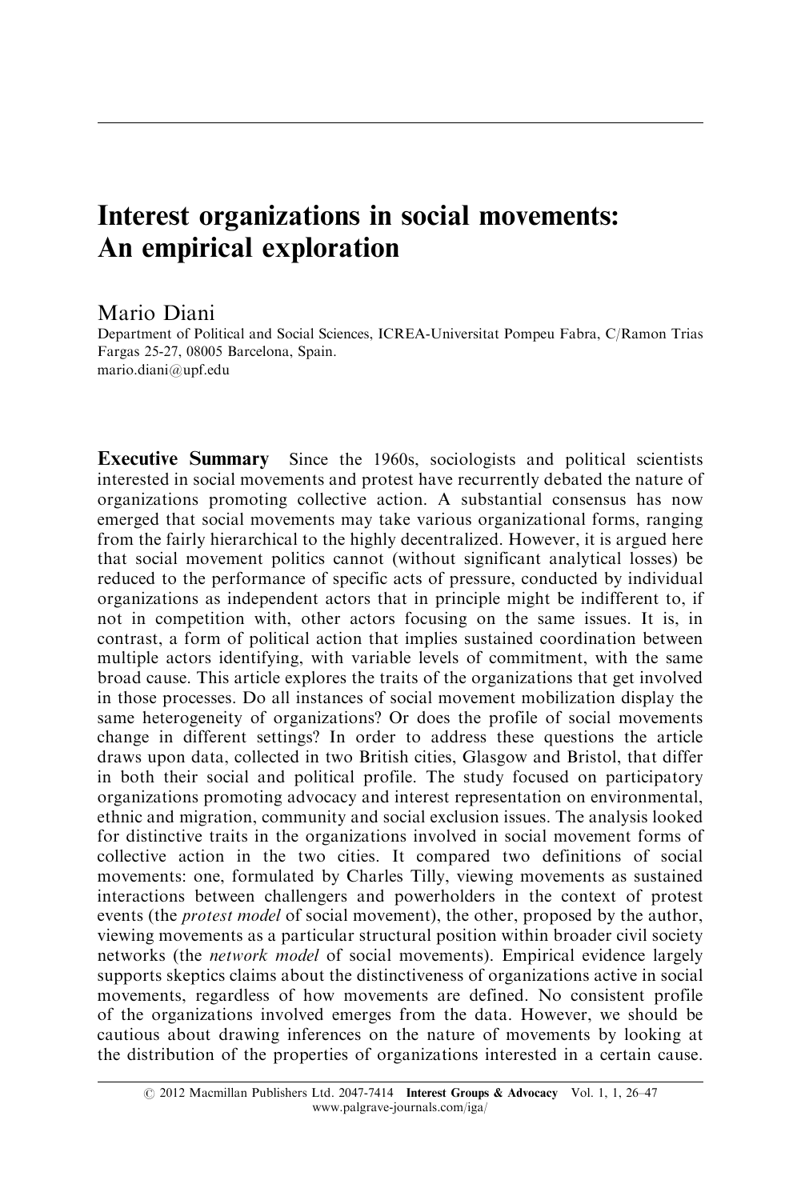# Interest organizations in social movements: An empirical exploration

Mario Diani

Department of Political and Social Sciences, ICREA-Universitat Pompeu Fabra, C/Ramon Trias Fargas 25-27, 08005 Barcelona, Spain.
mario.diani@upf.edu

**Executive Summary** Since the 1960s, sociologists and political scientists interested in social movements and protest have recurrently debated the nature of organizations promoting collective action. A substantial consensus has now emerged that social movements may take various organizational forms, ranging from the fairly hierarchical to the highly decentralized. However, it is argued here that social movement politics cannot (without significant analytical losses) be reduced to the performance of specific acts of pressure, conducted by individual organizations as independent actors that in principle might be indifferent to, if not in competition with, other actors focusing on the same issues. It is, in contrast, a form of political action that implies sustained coordination between multiple actors identifying, with variable levels of commitment, with the same broad cause. This article explores the traits of the organizations that get involved in those processes. Do all instances of social movement mobilization display the same heterogeneity of organizations? Or does the profile of social movements change in different settings? In order to address these questions the article draws upon data, collected in two British cities, Glasgow and Bristol, that differ in both their social and political profile. The study focused on participatory organizations promoting advocacy and interest representation on environmental, ethnic and migration, community and social exclusion issues. The analysis looked for distinctive traits in the organizations involved in social movement forms of collective action in the two cities. It compared two definitions of social movements: one, formulated by Charles Tilly, viewing movements as sustained interactions between challengers and powerholders in the context of protest events (the *protest model* of social movement), the other, proposed by the author, viewing movements as a particular structural position within broader civil society networks (the *network model* of social movements). Empirical evidence largely supports skeptics claims about the distinctiveness of organizations active in social movements, regardless of how movements are defined. No consistent profile of the organizations involved emerges from the data. However, we should be cautious about drawing inferences on the nature of movements by looking at the distribution of the properties of organizations interested in a certain cause.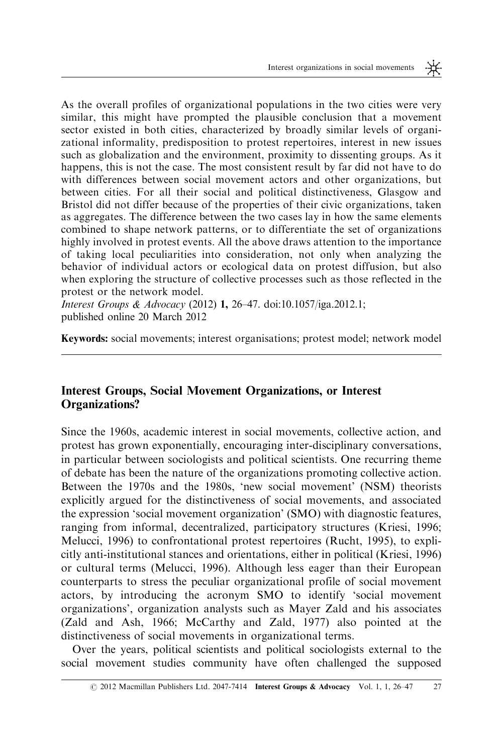As the overall profiles of organizational populations in the two cities were very similar, this might have prompted the plausible conclusion that a movement sector existed in both cities, characterized by broadly similar levels of organizational informality, predisposition to protest repertoires, interest in new issues such as globalization and the environment, proximity to dissenting groups. As it happens, this is not the case. The most consistent result by far did not have to do with differences between social movement actors and other organizations, but between cities. For all their social and political distinctiveness, Glasgow and Bristol did not differ because of the properties of their civic organizations, taken as aggregates. The difference between the two cases lay in how the same elements combined to shape network patterns, or to differentiate the set of organizations highly involved in protest events. All the above draws attention to the importance of taking local peculiarities into consideration, not only when analyzing the behavior of individual actors or ecological data on protest diffusion, but also when exploring the structure of collective processes such as those reflected in the protest or the network model.
*Interest Groups & Advocacy* (2012) **1,** 26–47. doi:10.1057/iga.2012.1;
published online 20 March 2012

**Keywords:** social movements; interest organisations; protest model; network model

## Interest Groups, Social Movement Organizations, or Interest Organizations?

Since the 1960s, academic interest in social movements, collective action, and protest has grown exponentially, encouraging inter-disciplinary conversations, in particular between sociologists and political scientists. One recurring theme of debate has been the nature of the organizations promoting collective action. Between the 1970s and the 1980s, 'new social movement' (NSM) theorists explicitly argued for the distinctiveness of social movements, and associated the expression 'social movement organization' (SMO) with diagnostic features, ranging from informal, decentralized, participatory structures (Kriesi, 1996; Melucci, 1996) to confrontational protest repertoires (Rucht, 1995), to explicitly anti-institutional stances and orientations, either in political (Kriesi, 1996) or cultural terms (Melucci, 1996). Although less eager than their European counterparts to stress the peculiar organizational profile of social movement actors, by introducing the acronym SMO to identify 'social movement organizations', organization analysts such as Mayer Zald and his associates (Zald and Ash, 1966; McCarthy and Zald, 1977) also pointed at the distinctiveness of social movements in organizational terms.

Over the years, political scientists and political sociologists external to the social movement studies community have often challenged the supposed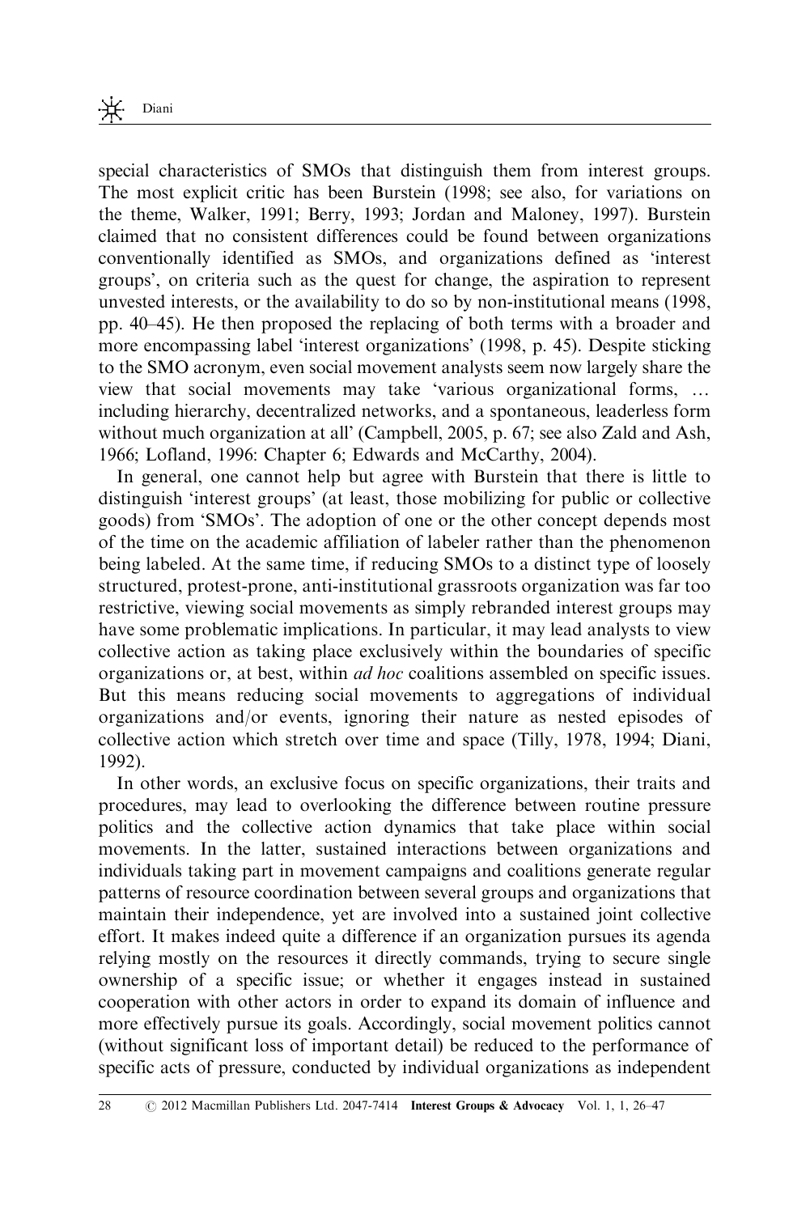special characteristics of SMOs that distinguish them from interest groups. The most explicit critic has been Burstein (1998; see also, for variations on the theme, Walker, 1991; Berry, 1993; Jordan and Maloney, 1997). Burstein claimed that no consistent differences could be found between organizations conventionally identified as SMOs, and organizations defined as 'interest groups', on criteria such as the quest for change, the aspiration to represent unvested interests, or the availability to do so by non-institutional means (1998, pp. 40–45). He then proposed the replacing of both terms with a broader and more encompassing label 'interest organizations' (1998, p. 45). Despite sticking to the SMO acronym, even social movement analysts seem now largely share the view that social movements may take 'various organizational forms, … including hierarchy, decentralized networks, and a spontaneous, leaderless form without much organization at all' (Campbell, 2005, p. 67; see also Zald and Ash, 1966; Lofland, 1996: Chapter 6; Edwards and McCarthy, 2004).

In general, one cannot help but agree with Burstein that there is little to distinguish 'interest groups' (at least, those mobilizing for public or collective goods) from 'SMOs'. The adoption of one or the other concept depends most of the time on the academic affiliation of labeler rather than the phenomenon being labeled. At the same time, if reducing SMOs to a distinct type of loosely structured, protest-prone, anti-institutional grassroots organization was far too restrictive, viewing social movements as simply rebranded interest groups may have some problematic implications. In particular, it may lead analysts to view collective action as taking place exclusively within the boundaries of specific organizations or, at best, within *ad hoc* coalitions assembled on specific issues. But this means reducing social movements to aggregations of individual organizations and/or events, ignoring their nature as nested episodes of collective action which stretch over time and space (Tilly, 1978, 1994; Diani, 1992).

In other words, an exclusive focus on specific organizations, their traits and procedures, may lead to overlooking the difference between routine pressure politics and the collective action dynamics that take place within social movements. In the latter, sustained interactions between organizations and individuals taking part in movement campaigns and coalitions generate regular patterns of resource coordination between several groups and organizations that maintain their independence, yet are involved into a sustained joint collective effort. It makes indeed quite a difference if an organization pursues its agenda relying mostly on the resources it directly commands, trying to secure single ownership of a specific issue; or whether it engages instead in sustained cooperation with other actors in order to expand its domain of influence and more effectively pursue its goals. Accordingly, social movement politics cannot (without significant loss of important detail) be reduced to the performance of specific acts of pressure, conducted by individual organizations as independent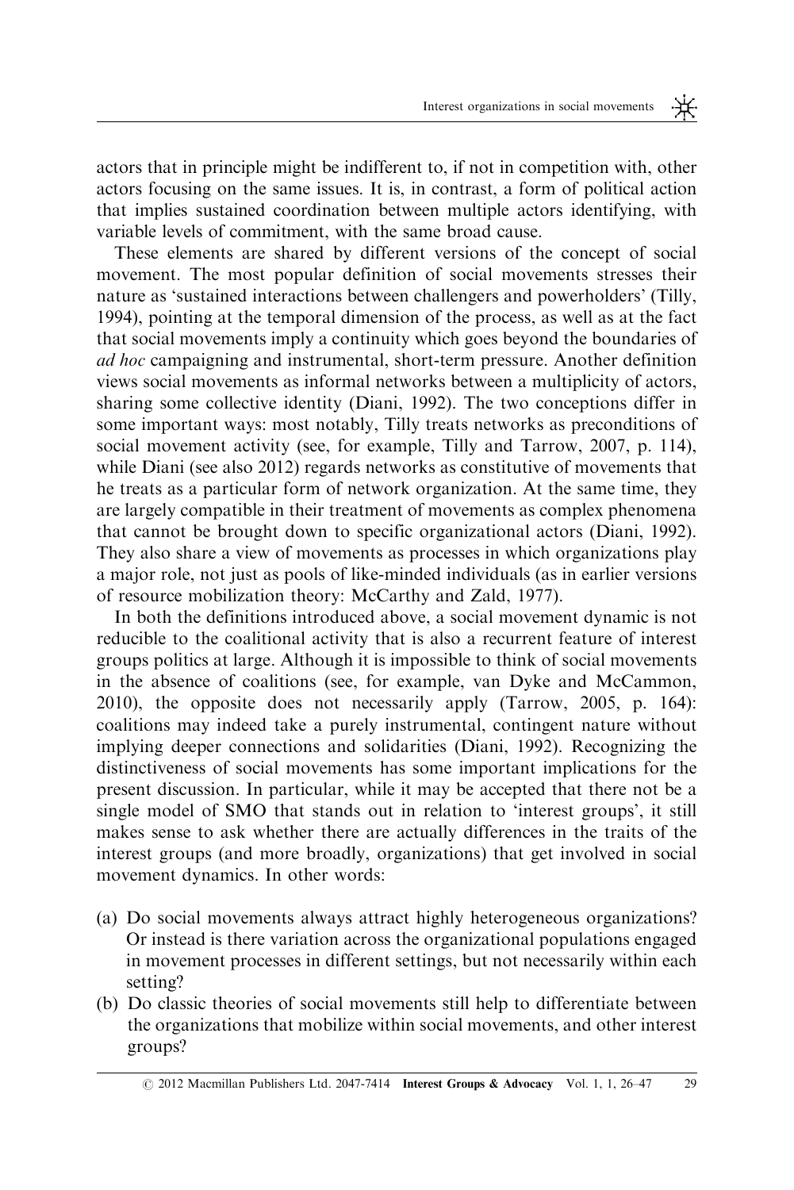actors that in principle might be indifferent to, if not in competition with, other actors focusing on the same issues. It is, in contrast, a form of political action that implies sustained coordination between multiple actors identifying, with variable levels of commitment, with the same broad cause.

These elements are shared by different versions of the concept of social movement. The most popular definition of social movements stresses their nature as 'sustained interactions between challengers and powerholders' (Tilly, 1994), pointing at the temporal dimension of the process, as well as at the fact that social movements imply a continuity which goes beyond the boundaries of *ad hoc* campaigning and instrumental, short-term pressure. Another definition views social movements as informal networks between a multiplicity of actors, sharing some collective identity (Diani, 1992). The two conceptions differ in some important ways: most notably, Tilly treats networks as preconditions of social movement activity (see, for example, Tilly and Tarrow, 2007, p. 114), while Diani (see also 2012) regards networks as constitutive of movements that he treats as a particular form of network organization. At the same time, they are largely compatible in their treatment of movements as complex phenomena that cannot be brought down to specific organizational actors (Diani, 1992). They also share a view of movements as processes in which organizations play a major role, not just as pools of like-minded individuals (as in earlier versions of resource mobilization theory: McCarthy and Zald, 1977).

In both the definitions introduced above, a social movement dynamic is not reducible to the coalitional activity that is also a recurrent feature of interest groups politics at large. Although it is impossible to think of social movements in the absence of coalitions (see, for example, van Dyke and McCammon, 2010), the opposite does not necessarily apply (Tarrow, 2005, p. 164): coalitions may indeed take a purely instrumental, contingent nature without implying deeper connections and solidarities (Diani, 1992). Recognizing the distinctiveness of social movements has some important implications for the present discussion. In particular, while it may be accepted that there not be a single model of SMO that stands out in relation to 'interest groups', it still makes sense to ask whether there are actually differences in the traits of the interest groups (and more broadly, organizations) that get involved in social movement dynamics. In other words:

(a) Do social movements always attract highly heterogeneous organizations? Or instead is there variation across the organizational populations engaged in movement processes in different settings, but not necessarily within each setting?
(b) Do classic theories of social movements still help to differentiate between the organizations that mobilize within social movements, and other interest groups?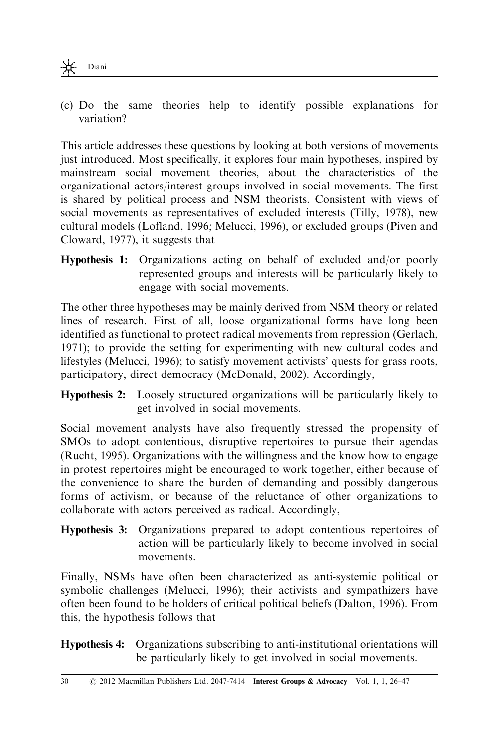(c) Do the same theories help to identify possible explanations for variation?

This article addresses these questions by looking at both versions of movements just introduced. Most specifically, it explores four main hypotheses, inspired by mainstream social movement theories, about the characteristics of the organizational actors/interest groups involved in social movements. The first is shared by political process and NSM theorists. Consistent with views of social movements as representatives of excluded interests (Tilly, 1978), new cultural models (Lofland, 1996; Melucci, 1996), or excluded groups (Piven and Cloward, 1977), it suggests that

**Hypothesis 1:** Organizations acting on behalf of excluded and/or poorly represented groups and interests will be particularly likely to engage with social movements.

The other three hypotheses may be mainly derived from NSM theory or related lines of research. First of all, loose organizational forms have long been identified as functional to protect radical movements from repression (Gerlach, 1971); to provide the setting for experimenting with new cultural codes and lifestyles (Melucci, 1996); to satisfy movement activists' quests for grass roots, participatory, direct democracy (McDonald, 2002). Accordingly,

**Hypothesis 2:** Loosely structured organizations will be particularly likely to get involved in social movements.

Social movement analysts have also frequently stressed the propensity of SMOs to adopt contentious, disruptive repertoires to pursue their agendas (Rucht, 1995). Organizations with the willingness and the know how to engage in protest repertoires might be encouraged to work together, either because of the convenience to share the burden of demanding and possibly dangerous forms of activism, or because of the reluctance of other organizations to collaborate with actors perceived as radical. Accordingly,

**Hypothesis 3:** Organizations prepared to adopt contentious repertoires of action will be particularly likely to become involved in social movements.

Finally, NSMs have often been characterized as anti-systemic political or symbolic challenges (Melucci, 1996); their activists and sympathizers have often been found to be holders of critical political beliefs (Dalton, 1996). From this, the hypothesis follows that

**Hypothesis 4:** Organizations subscribing to anti-institutional orientations will be particularly likely to get involved in social movements.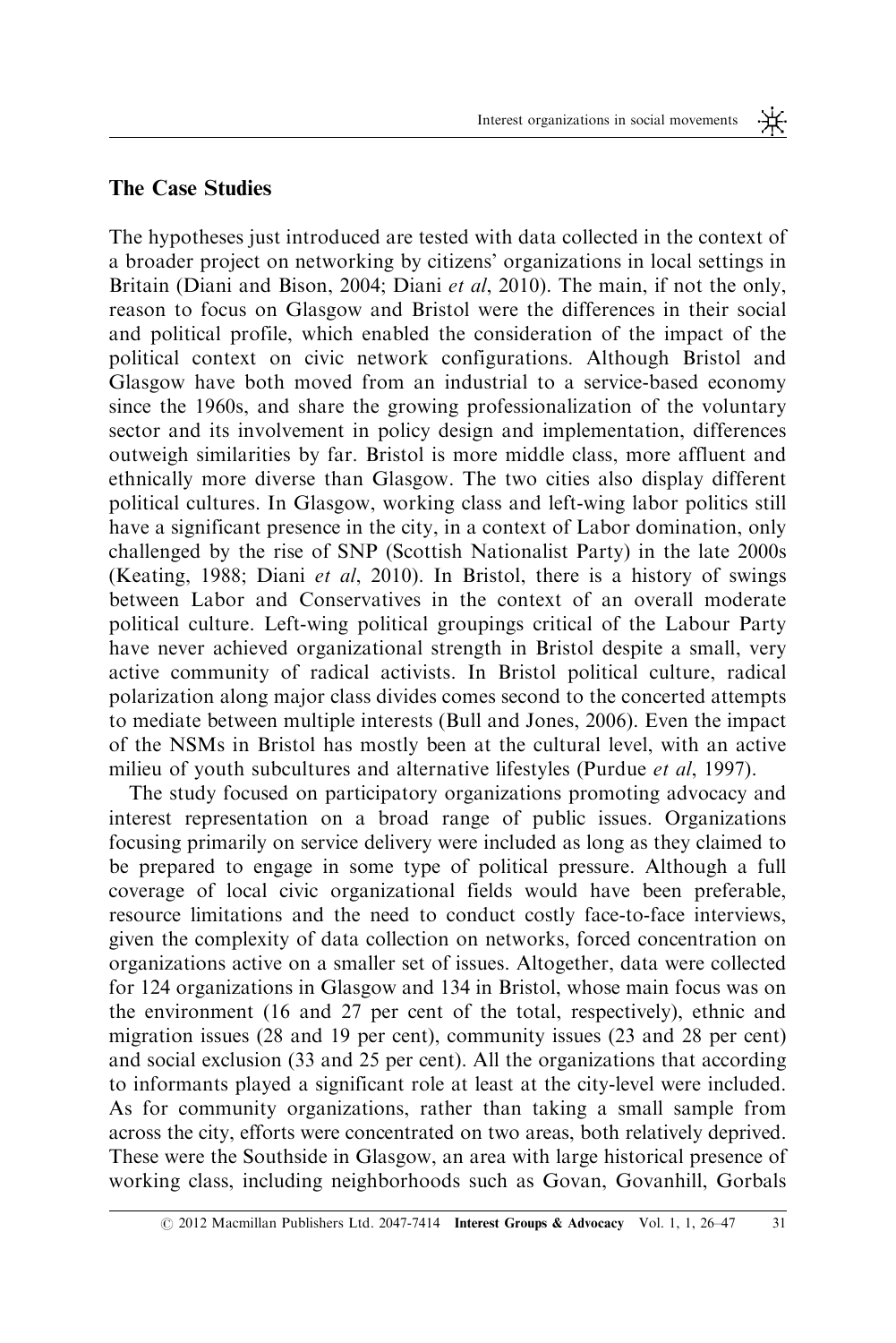## The Case Studies

The hypotheses just introduced are tested with data collected in the context of a broader project on networking by citizens' organizations in local settings in Britain (Diani and Bison, 2004; Diani *et al*, 2010). The main, if not the only, reason to focus on Glasgow and Bristol were the differences in their social and political profile, which enabled the consideration of the impact of the political context on civic network configurations. Although Bristol and Glasgow have both moved from an industrial to a service-based economy since the 1960s, and share the growing professionalization of the voluntary sector and its involvement in policy design and implementation, differences outweigh similarities by far. Bristol is more middle class, more affluent and ethnically more diverse than Glasgow. The two cities also display different political cultures. In Glasgow, working class and left-wing labor politics still have a significant presence in the city, in a context of Labor domination, only challenged by the rise of SNP (Scottish Nationalist Party) in the late 2000s (Keating, 1988; Diani *et al*, 2010). In Bristol, there is a history of swings between Labor and Conservatives in the context of an overall moderate political culture. Left-wing political groupings critical of the Labour Party have never achieved organizational strength in Bristol despite a small, very active community of radical activists. In Bristol political culture, radical polarization along major class divides comes second to the concerted attempts to mediate between multiple interests (Bull and Jones, 2006). Even the impact of the NSMs in Bristol has mostly been at the cultural level, with an active milieu of youth subcultures and alternative lifestyles (Purdue *et al*, 1997).

The study focused on participatory organizations promoting advocacy and interest representation on a broad range of public issues. Organizations focusing primarily on service delivery were included as long as they claimed to be prepared to engage in some type of political pressure. Although a full coverage of local civic organizational fields would have been preferable, resource limitations and the need to conduct costly face-to-face interviews, given the complexity of data collection on networks, forced concentration on organizations active on a smaller set of issues. Altogether, data were collected for 124 organizations in Glasgow and 134 in Bristol, whose main focus was on the environment (16 and 27 per cent of the total, respectively), ethnic and migration issues (28 and 19 per cent), community issues (23 and 28 per cent) and social exclusion (33 and 25 per cent). All the organizations that according to informants played a significant role at least at the city-level were included. As for community organizations, rather than taking a small sample from across the city, efforts were concentrated on two areas, both relatively deprived. These were the Southside in Glasgow, an area with large historical presence of working class, including neighborhoods such as Govan, Govanhill, Gorbals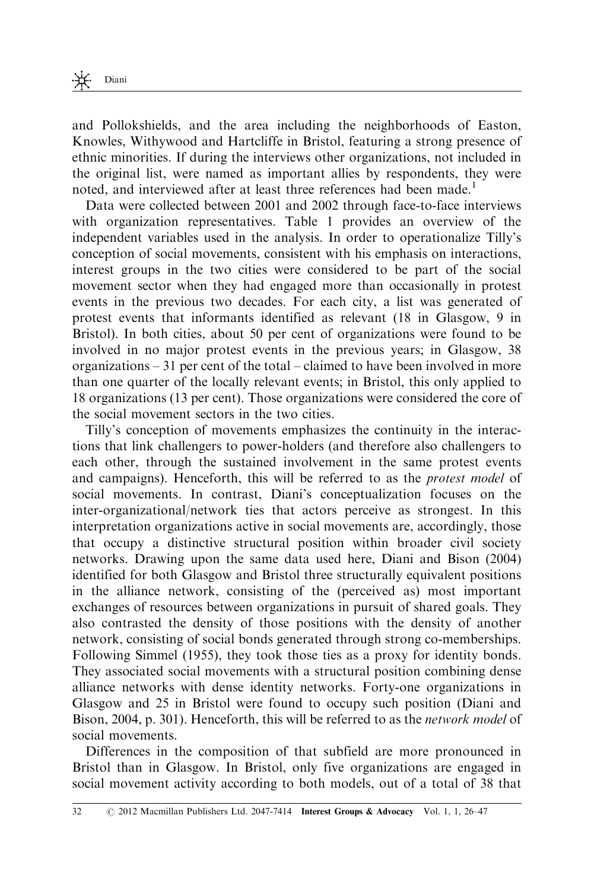and Pollokshields, and the area including the neighborhoods of Easton, Knowles, Withywood and Hartcliffe in Bristol, featuring a strong presence of ethnic minorities. If during the interviews other organizations, not included in the original list, were named as important allies by respondents, they were noted, and interviewed after at least three references had been made.[1]

Data were collected between 2001 and 2002 through face-to-face interviews with organization representatives. Table 1 provides an overview of the independent variables used in the analysis. In order to operationalize Tilly's conception of social movements, consistent with his emphasis on interactions, interest groups in the two cities were considered to be part of the social movement sector when they had engaged more than occasionally in protest events in the previous two decades. For each city, a list was generated of protest events that informants identified as relevant (18 in Glasgow, 9 in Bristol). In both cities, about 50 per cent of organizations were found to be involved in no major protest events in the previous years; in Glasgow, 38 organizations – 31 per cent of the total – claimed to have been involved in more than one quarter of the locally relevant events; in Bristol, this only applied to 18 organizations (13 per cent). Those organizations were considered the core of the social movement sectors in the two cities.

Tilly's conception of movements emphasizes the continuity in the interactions that link challengers to power-holders (and therefore also challengers to each other, through the sustained involvement in the same protest events and campaigns). Henceforth, this will be referred to as the *protest model* of social movements. In contrast, Diani's conceptualization focuses on the inter-organizational/network ties that actors perceive as strongest. In this interpretation organizations active in social movements are, accordingly, those that occupy a distinctive structural position within broader civil society networks. Drawing upon the same data used here, Diani and Bison (2004) identified for both Glasgow and Bristol three structurally equivalent positions in the alliance network, consisting of the (perceived as) most important exchanges of resources between organizations in pursuit of shared goals. They also contrasted the density of those positions with the density of another network, consisting of social bonds generated through strong co-memberships. Following Simmel (1955), they took those ties as a proxy for identity bonds. They associated social movements with a structural position combining dense alliance networks with dense identity networks. Forty-one organizations in Glasgow and 25 in Bristol were found to occupy such position (Diani and Bison, 2004, p. 301). Henceforth, this will be referred to as the *network model* of social movements.

Differences in the composition of that subfield are more pronounced in Bristol than in Glasgow. In Bristol, only five organizations are engaged in social movement activity according to both models, out of a total of 38 that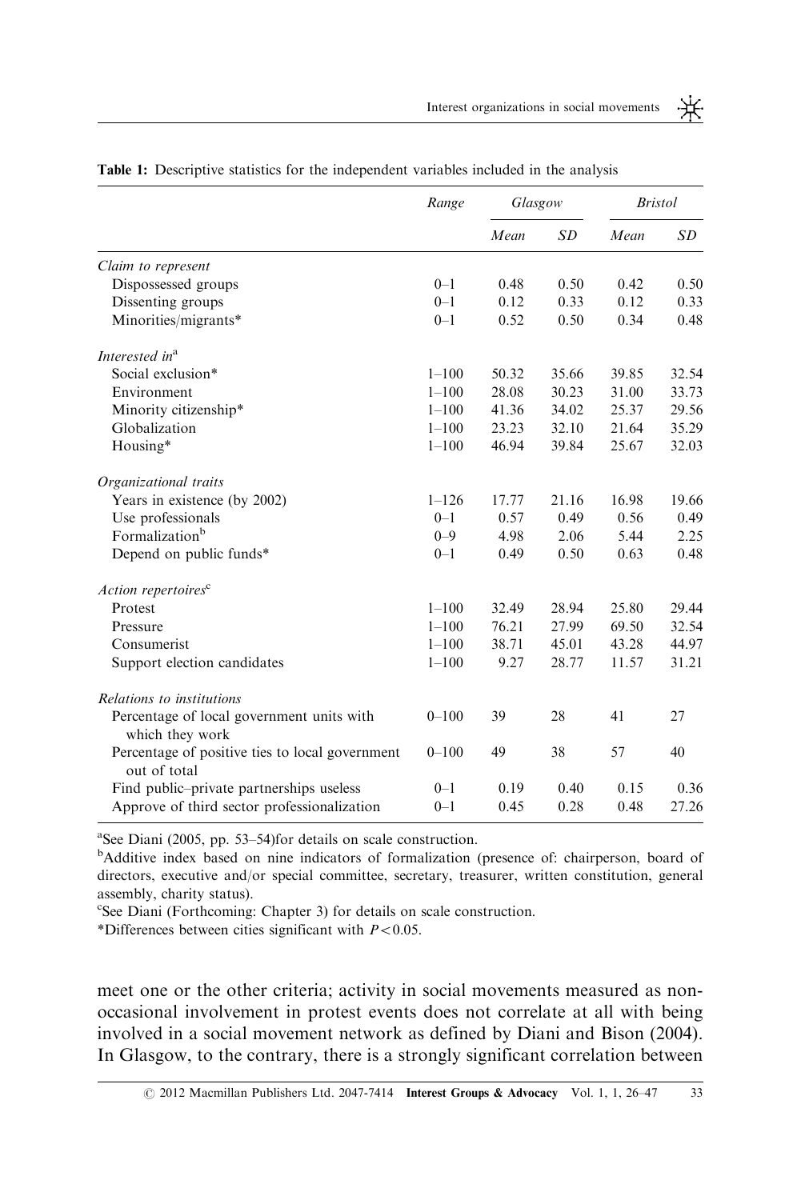**Table 1:** Descriptive statistics for the independent variables included in the analysis

| | Range | Glasgow | | Bristol | |
|---|---|---|---|---|---|
| | | *Mean* | *SD* | *Mean* | *SD* |
| *Claim to represent* | | | | | |
| Dispossessed groups | 0–1 | 0.48 | 0.50 | 0.42 | 0.50 |
| Dissenting groups | 0–1 | 0.12 | 0.33 | 0.12 | 0.33 |
| Minorities/migrants* | 0–1 | 0.52 | 0.50 | 0.34 | 0.48 |
| *Interested in*[a] | | | | | |
| Social exclusion* | 1–100 | 50.32 | 35.66 | 39.85 | 32.54 |
| Environment | 1–100 | 28.08 | 30.23 | 31.00 | 33.73 |
| Minority citizenship* | 1–100 | 41.36 | 34.02 | 25.37 | 29.56 |
| Globalization | 1–100 | 23.23 | 32.10 | 21.64 | 35.29 |
| Housing* | 1–100 | 46.94 | 39.84 | 25.67 | 32.03 |
| *Organizational traits* | | | | | |
| Years in existence (by 2002) | 1–126 | 17.77 | 21.16 | 16.98 | 19.66 |
| Use professionals | 0–1 | 0.57 | 0.49 | 0.56 | 0.49 |
| Formalization[b] | 0–9 | 4.98 | 2.06 | 5.44 | 2.25 |
| Depend on public funds* | 0–1 | 0.49 | 0.50 | 0.63 | 0.48 |
| *Action repertoires*[c] | | | | | |
| Protest | 1–100 | 32.49 | 28.94 | 25.80 | 29.44 |
| Pressure | 1–100 | 76.21 | 27.99 | 69.50 | 32.54 |
| Consumerist | 1–100 | 38.71 | 45.01 | 43.28 | 44.97 |
| Support election candidates | 1–100 | 9.27 | 28.77 | 11.57 | 31.21 |
| *Relations to institutions* | | | | | |
| Percentage of local government units with which they work | 0–100 | 39 | 28 | 41 | 27 |
| Percentage of positive ties to local government out of total | 0–100 | 49 | 38 | 57 | 40 |
| Find public–private partnerships useless | 0–1 | 0.19 | 0.40 | 0.15 | 0.36 |
| Approve of third sector professionalization | 0–1 | 0.45 | 0.28 | 0.48 | 27.26 |

[a]See Diani (2005, pp. 53–54)for details on scale construction.
[b]Additive index based on nine indicators of formalization (presence of: chairperson, board of directors, executive and/or special committee, secretary, treasurer, written constitution, general assembly, charity status).
[c]See Diani (Forthcoming: Chapter 3) for details on scale construction.
*Differences between cities significant with $P < 0.05$.

meet one or the other criteria; activity in social movements measured as non-occasional involvement in protest events does not correlate at all with being involved in a social movement network as defined by Diani and Bison (2004). In Glasgow, to the contrary, there is a strongly significant correlation between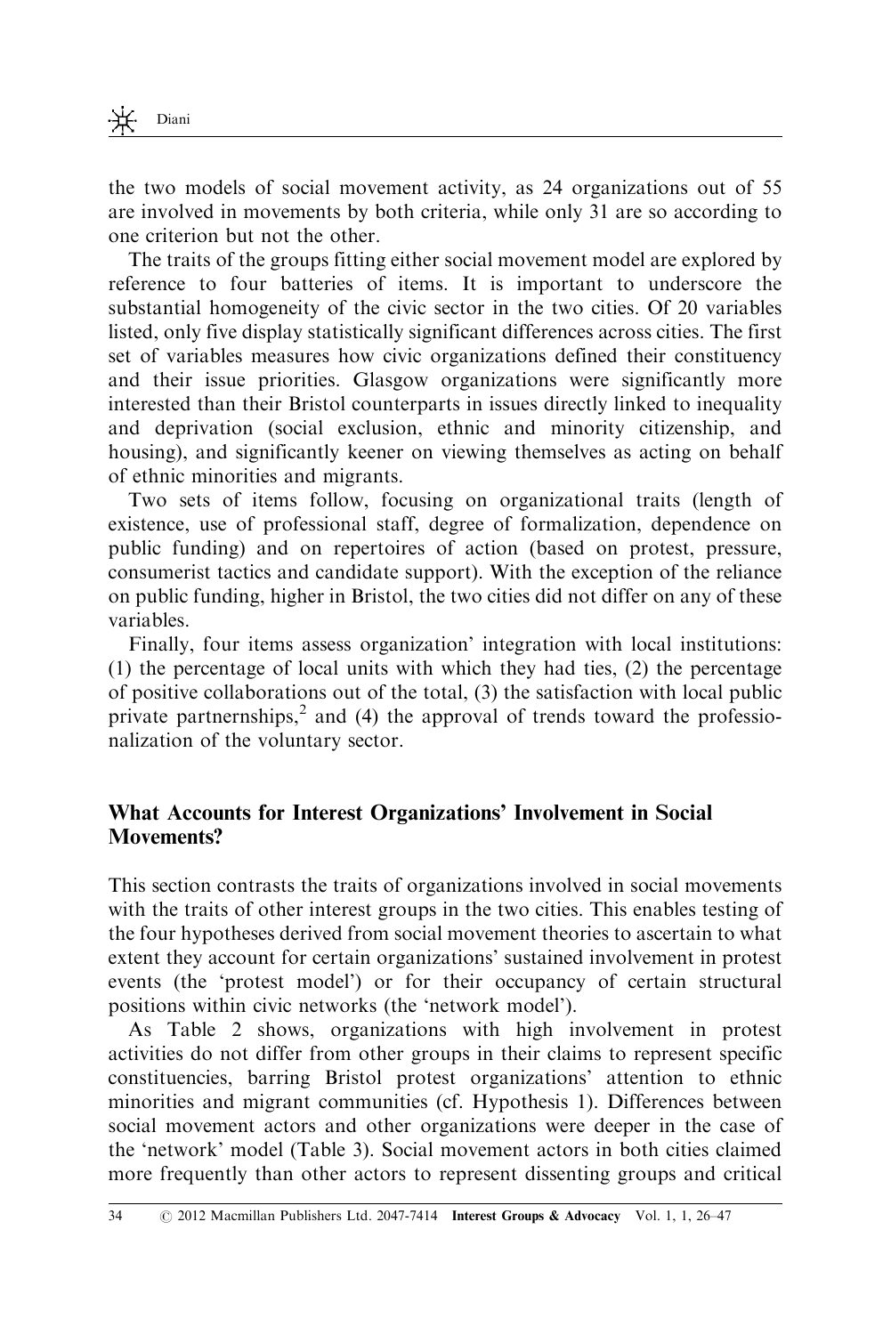the two models of social movement activity, as 24 organizations out of 55 are involved in movements by both criteria, while only 31 are so according to one criterion but not the other.

The traits of the groups fitting either social movement model are explored by reference to four batteries of items. It is important to underscore the substantial homogeneity of the civic sector in the two cities. Of 20 variables listed, only five display statistically significant differences across cities. The first set of variables measures how civic organizations defined their constituency and their issue priorities. Glasgow organizations were significantly more interested than their Bristol counterparts in issues directly linked to inequality and deprivation (social exclusion, ethnic and minority citizenship, and housing), and significantly keener on viewing themselves as acting on behalf of ethnic minorities and migrants.

Two sets of items follow, focusing on organizational traits (length of existence, use of professional staff, degree of formalization, dependence on public funding) and on repertoires of action (based on protest, pressure, consumerist tactics and candidate support). With the exception of the reliance on public funding, higher in Bristol, the two cities did not differ on any of these variables.

Finally, four items assess organization' integration with local institutions: (1) the percentage of local units with which they had ties, (2) the percentage of positive collaborations out of the total, (3) the satisfaction with local public private partnernships,[2] and (4) the approval of trends toward the professionalization of the voluntary sector.

## What Accounts for Interest Organizations' Involvement in Social Movements?

This section contrasts the traits of organizations involved in social movements with the traits of other interest groups in the two cities. This enables testing of the four hypotheses derived from social movement theories to ascertain to what extent they account for certain organizations' sustained involvement in protest events (the 'protest model') or for their occupancy of certain structural positions within civic networks (the 'network model').

As Table 2 shows, organizations with high involvement in protest activities do not differ from other groups in their claims to represent specific constituencies, barring Bristol protest organizations' attention to ethnic minorities and migrant communities (cf. Hypothesis 1). Differences between social movement actors and other organizations were deeper in the case of the 'network' model (Table 3). Social movement actors in both cities claimed more frequently than other actors to represent dissenting groups and critical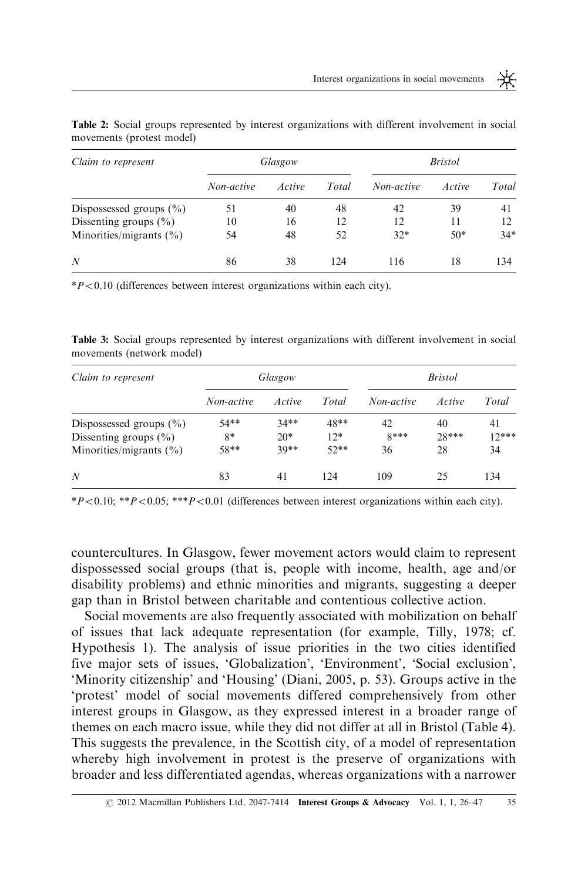**Table 2:** Social groups represented by interest organizations with different involvement in social movements (protest model)

| *Claim to represent* | *Glasgow* | | | *Bristol* | | |
|---|---|---|---|---|---|---|
| | *Non-active* | *Active* | *Total* | *Non-active* | *Active* | *Total* |
| Dispossessed groups (%) | 51 | 40 | 48 | 42 | 39 | 41 |
| Dissenting groups (%) | 10 | 16 | 12 | 12 | 11 | 12 |
| Minorities/migrants (%) | 54 | 48 | 52 | 32* | 50* | 34* |
| *N* | 86 | 38 | 124 | 116 | 18 | 134 |

$^*P<0.10$ (differences between interest organizations within each city).

**Table 3:** Social groups represented by interest organizations with different involvement in social movements (network model)

| *Claim to represent* | *Glasgow* | | | *Bristol* | | |
|---|---|---|---|---|---|---|
| | *Non-active* | *Active* | *Total* | *Non-active* | *Active* | *Total* |
| Dispossessed groups (%) | 54** | 34** | 48** | 42 | 40 | 41 |
| Dissenting groups (%) | 8* | 20* | 12* | 8*** | 28*** | 12*** |
| Minorities/migrants (%) | 58** | 39** | 52** | 36 | 28 | 34 |
| *N* | 83 | 41 | 124 | 109 | 25 | 134 |

$^*P<0.10$; $^{**}P<0.05$; $^{***}P<0.01$ (differences between interest organizations within each city).

countercultures. In Glasgow, fewer movement actors would claim to represent dispossessed social groups (that is, people with income, health, age and/or disability problems) and ethnic minorities and migrants, suggesting a deeper gap than in Bristol between charitable and contentious collective action.

Social movements are also frequently associated with mobilization on behalf of issues that lack adequate representation (for example, Tilly, 1978; cf. Hypothesis 1). The analysis of issue priorities in the two cities identified five major sets of issues, 'Globalization', 'Environment', 'Social exclusion', 'Minority citizenship' and 'Housing' (Diani, 2005, p. 53). Groups active in the 'protest' model of social movements differed comprehensively from other interest groups in Glasgow, as they expressed interest in a broader range of themes on each macro issue, while they did not differ at all in Bristol (Table 4). This suggests the prevalence, in the Scottish city, of a model of representation whereby high involvement in protest is the preserve of organizations with broader and less differentiated agendas, whereas organizations with a narrower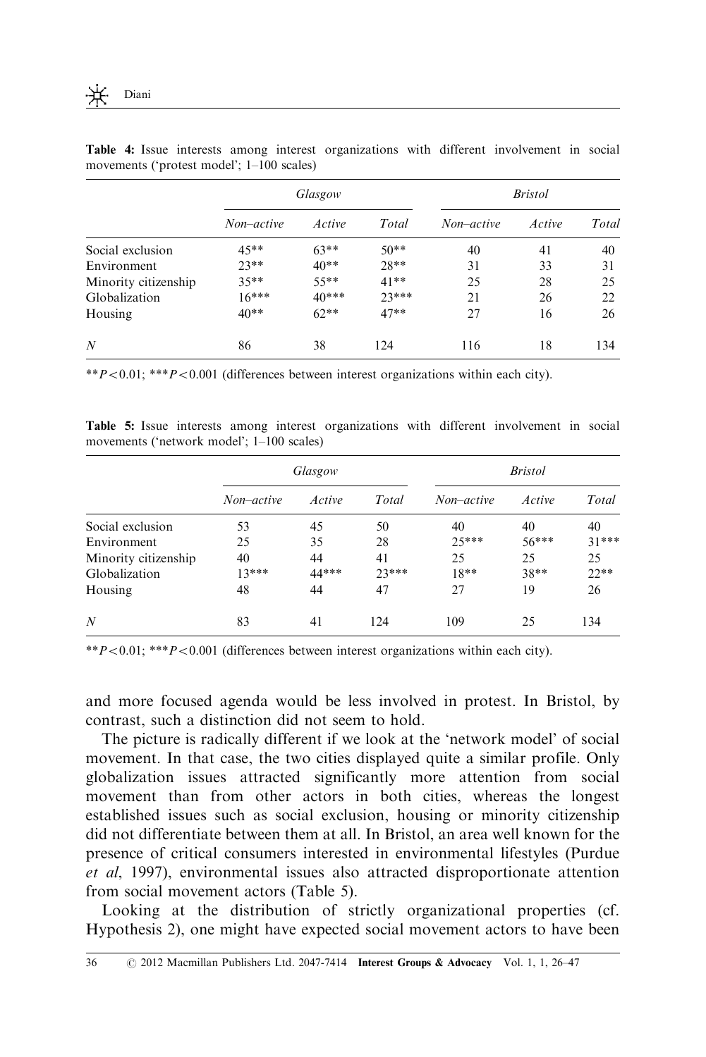**Table 4:** Issue interests among interest organizations with different involvement in social movements ('protest model'; 1–100 scales)

| | *Glasgow* | | | *Bristol* | | |
|---|---|---|---|---|---|---|
| | *Non–active* | *Active* | *Total* | *Non–active* | *Active* | *Total* |
| Social exclusion | 45** | 63** | 50** | 40 | 41 | 40 |
| Environment | 23** | 40** | 28** | 31 | 33 | 31 |
| Minority citizenship | 35** | 55** | 41** | 25 | 28 | 25 |
| Globalization | 16*** | 40*** | 23*** | 21 | 26 | 22 |
| Housing | 40** | 62** | 47** | 27 | 16 | 26 |
| *N* | 86 | 38 | 124 | 116 | 18 | 134 |

**$P<0.01$; ***$P<0.001$ (differences between interest organizations within each city).

**Table 5:** Issue interests among interest organizations with different involvement in social movements ('network model'; 1–100 scales)

| | *Glasgow* | | | *Bristol* | | |
|---|---|---|---|---|---|---|
| | *Non–active* | *Active* | *Total* | *Non–active* | *Active* | *Total* |
| Social exclusion | 53 | 45 | 50 | 40 | 40 | 40 |
| Environment | 25 | 35 | 28 | 25*** | 56*** | 31*** |
| Minority citizenship | 40 | 44 | 41 | 25 | 25 | 25 |
| Globalization | 13*** | 44*** | 23*** | 18** | 38** | 22** |
| Housing | 48 | 44 | 47 | 27 | 19 | 26 |
| *N* | 83 | 41 | 124 | 109 | 25 | 134 |

**$P<0.01$; ***$P<0.001$ (differences between interest organizations within each city).

and more focused agenda would be less involved in protest. In Bristol, by contrast, such a distinction did not seem to hold.

The picture is radically different if we look at the 'network model' of social movement. In that case, the two cities displayed quite a similar profile. Only globalization issues attracted significantly more attention from social movement than from other actors in both cities, whereas the longest established issues such as social exclusion, housing or minority citizenship did not differentiate between them at all. In Bristol, an area well known for the presence of critical consumers interested in environmental lifestyles (Purdue *et al*, 1997), environmental issues also attracted disproportionate attention from social movement actors (Table 5).

Looking at the distribution of strictly organizational properties (cf. Hypothesis 2), one might have expected social movement actors to have been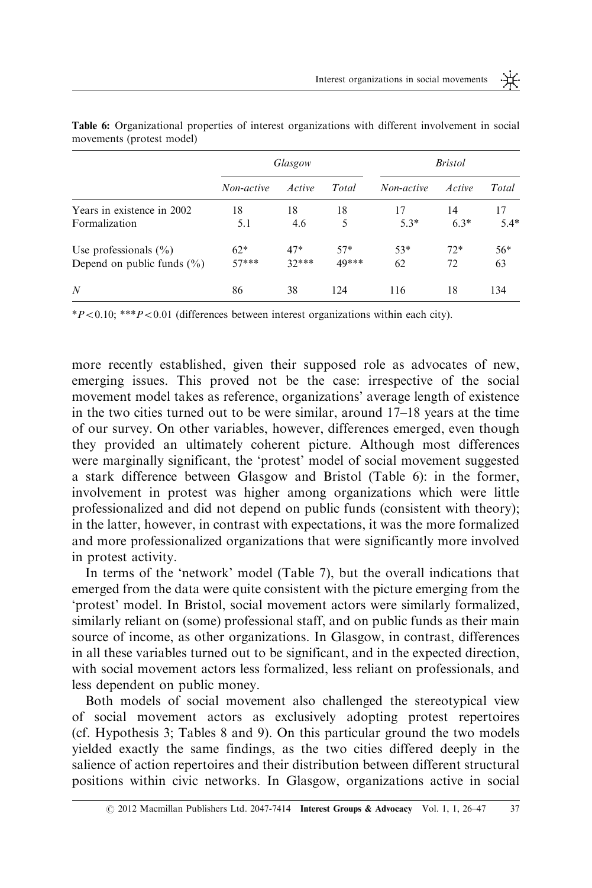**Table 6:** Organizational properties of interest organizations with different involvement in social movements (protest model)

| | *Glasgow* | | | *Bristol* | | |
|---|---|---|---|---|---|---|
| | *Non-active* | *Active* | *Total* | *Non-active* | *Active* | *Total* |
| Years in existence in 2002 | 18 | 18 | 18 | 17 | 14 | 17 |
| Formalization | 5.1 | 4.6 | 5 | 5.3* | 6.3* | 5.4* |
| Use professionals (%) | 62* | 47* | 57* | 53* | 72* | 56* |
| Depend on public funds (%) | 57*** | 32*** | 49*** | 62 | 72 | 63 |
| *N* | 86 | 38 | 124 | 116 | 18 | 134 |

$^{*}P<0.10$; $^{***}P<0.01$ (differences between interest organizations within each city).

more recently established, given their supposed role as advocates of new, emerging issues. This proved not be the case: irrespective of the social movement model takes as reference, organizations' average length of existence in the two cities turned out to be were similar, around 17–18 years at the time of our survey. On other variables, however, differences emerged, even though they provided an ultimately coherent picture. Although most differences were marginally significant, the 'protest' model of social movement suggested a stark difference between Glasgow and Bristol (Table 6): in the former, involvement in protest was higher among organizations which were little professionalized and did not depend on public funds (consistent with theory); in the latter, however, in contrast with expectations, it was the more formalized and more professionalized organizations that were significantly more involved in protest activity.

In terms of the 'network' model (Table 7), but the overall indications that emerged from the data were quite consistent with the picture emerging from the 'protest' model. In Bristol, social movement actors were similarly formalized, similarly reliant on (some) professional staff, and on public funds as their main source of income, as other organizations. In Glasgow, in contrast, differences in all these variables turned out to be significant, and in the expected direction, with social movement actors less formalized, less reliant on professionals, and less dependent on public money.

Both models of social movement also challenged the stereotypical view of social movement actors as exclusively adopting protest repertoires (cf. Hypothesis 3; Tables 8 and 9). On this particular ground the two models yielded exactly the same findings, as the two cities differed deeply in the salience of action repertoires and their distribution between different structural positions within civic networks. In Glasgow, organizations active in social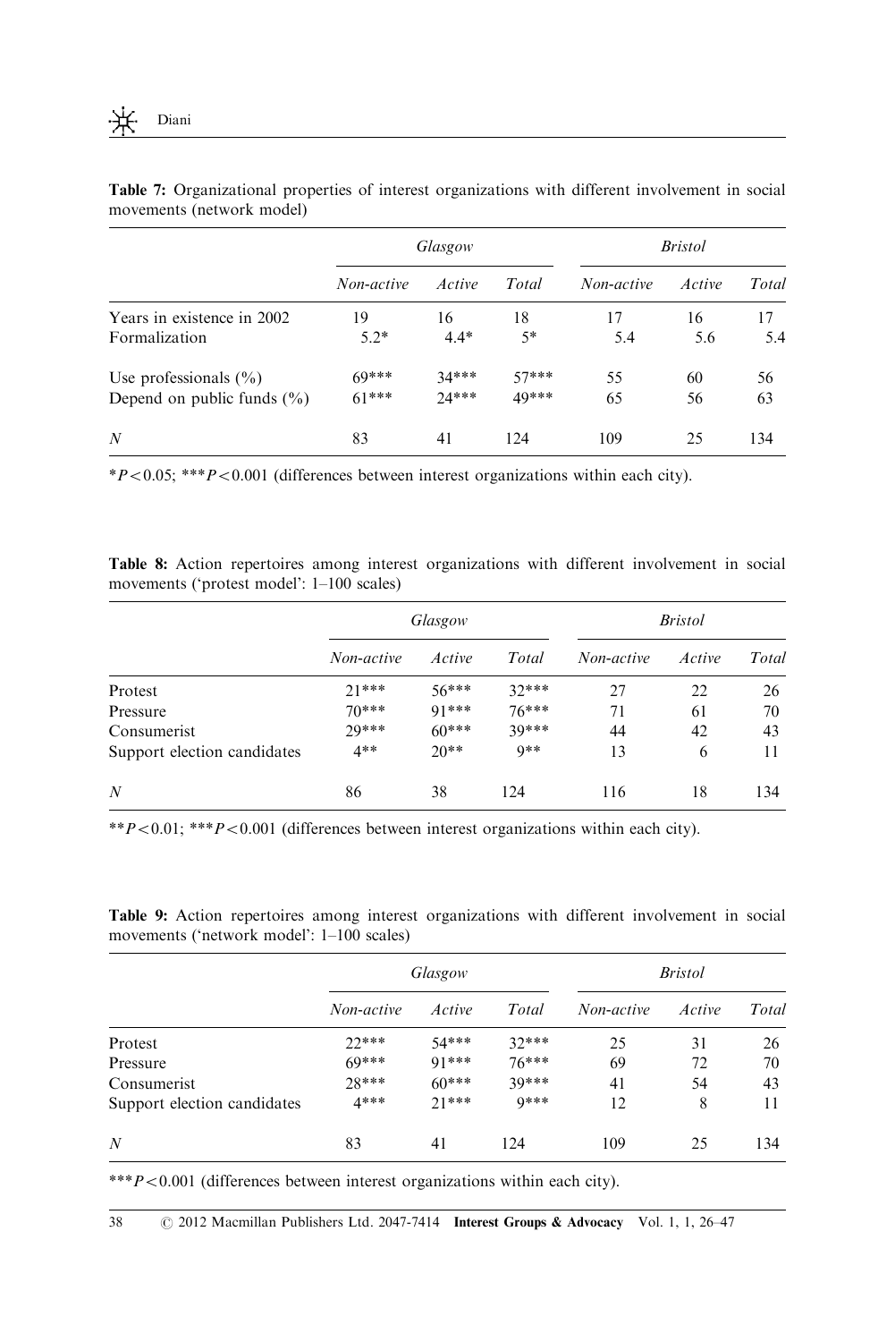**Table 7:** Organizational properties of interest organizations with different involvement in social movements (network model)

| | *Glasgow* | | | *Bristol* | | |
|---|---|---|---|---|---|---|
| | *Non-active* | *Active* | *Total* | *Non-active* | *Active* | *Total* |
| Years in existence in 2002 | 19 | 16 | 18 | 17 | 16 | 17 |
| Formalization | 5.2* | 4.4* | 5* | 5.4 | 5.6 | 5.4 |
| Use professionals (%) | 69*** | 34*** | 57*** | 55 | 60 | 56 |
| Depend on public funds (%) | 61*** | 24*** | 49*** | 65 | 56 | 63 |
| *N* | 83 | 41 | 124 | 109 | 25 | 134 |

*$P<0.05$; ***$P<0.001$ (differences between interest organizations within each city).

**Table 8:** Action repertoires among interest organizations with different involvement in social movements ('protest model': 1–100 scales)

| | *Glasgow* | | | *Bristol* | | |
|---|---|---|---|---|---|---|
| | *Non-active* | *Active* | *Total* | *Non-active* | *Active* | *Total* |
| Protest | 21*** | 56*** | 32*** | 27 | 22 | 26 |
| Pressure | 70*** | 91*** | 76*** | 71 | 61 | 70 |
| Consumerist | 29*** | 60*** | 39*** | 44 | 42 | 43 |
| Support election candidates | 4** | 20** | 9** | 13 | 6 | 11 |
| *N* | 86 | 38 | 124 | 116 | 18 | 134 |

**$P<0.01$; ***$P<0.001$ (differences between interest organizations within each city).

**Table 9:** Action repertoires among interest organizations with different involvement in social movements ('network model': 1–100 scales)

| | *Glasgow* | | | *Bristol* | | |
|---|---|---|---|---|---|---|
| | *Non-active* | *Active* | *Total* | *Non-active* | *Active* | *Total* |
| Protest | 22*** | 54*** | 32*** | 25 | 31 | 26 |
| Pressure | 69*** | 91*** | 76*** | 69 | 72 | 70 |
| Consumerist | 28*** | 60*** | 39*** | 41 | 54 | 43 |
| Support election candidates | 4*** | 21*** | 9*** | 12 | 8 | 11 |
| *N* | 83 | 41 | 124 | 109 | 25 | 134 |

***$P<0.001$ (differences between interest organizations within each city).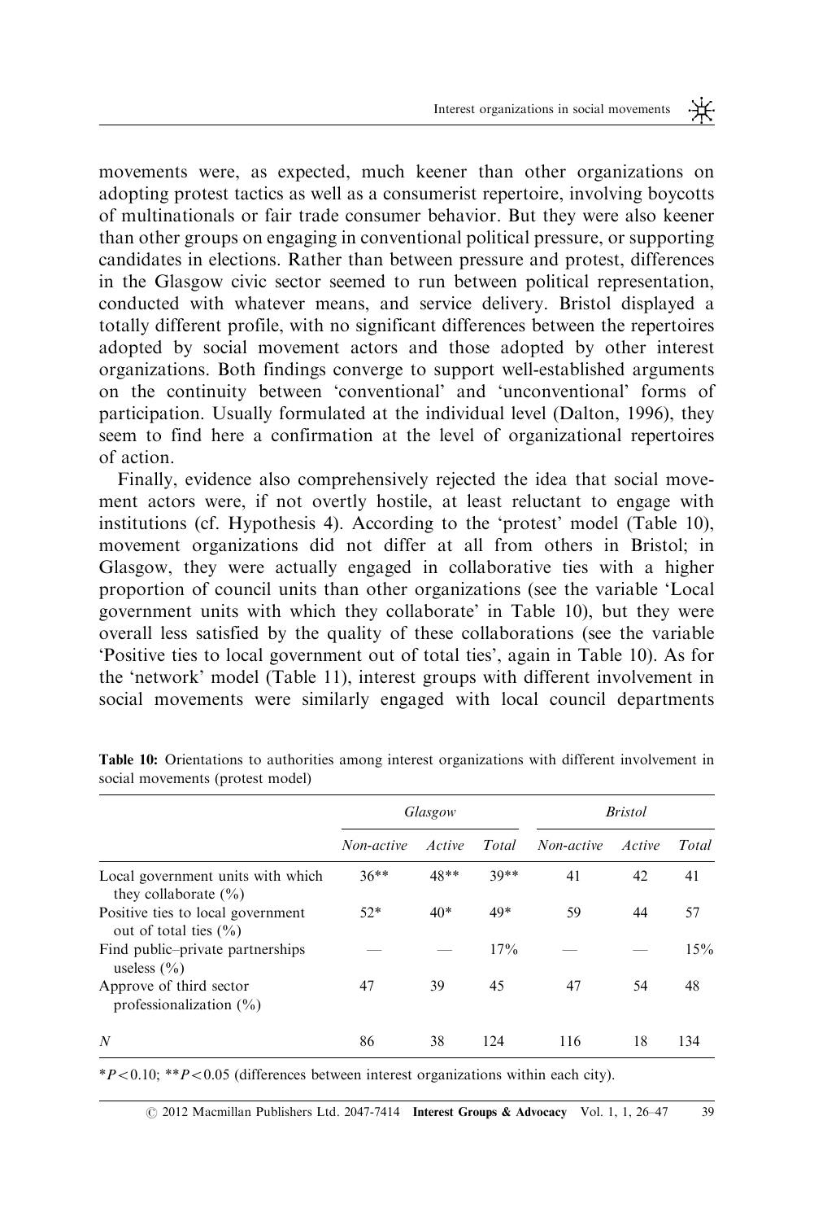movements were, as expected, much keener than other organizations on adopting protest tactics as well as a consumerist repertoire, involving boycotts of multinationals or fair trade consumer behavior. But they were also keener than other groups on engaging in conventional political pressure, or supporting candidates in elections. Rather than between pressure and protest, differences in the Glasgow civic sector seemed to run between political representation, conducted with whatever means, and service delivery. Bristol displayed a totally different profile, with no significant differences between the repertoires adopted by social movement actors and those adopted by other interest organizations. Both findings converge to support well-established arguments on the continuity between 'conventional' and 'unconventional' forms of participation. Usually formulated at the individual level (Dalton, 1996), they seem to find here a confirmation at the level of organizational repertoires of action.

Finally, evidence also comprehensively rejected the idea that social movement actors were, if not overtly hostile, at least reluctant to engage with institutions (cf. Hypothesis 4). According to the 'protest' model (Table 10), movement organizations did not differ at all from others in Bristol; in Glasgow, they were actually engaged in collaborative ties with a higher proportion of council units than other organizations (see the variable 'Local government units with which they collaborate' in Table 10), but they were overall less satisfied by the quality of these collaborations (see the variable 'Positive ties to local government out of total ties', again in Table 10). As for the 'network' model (Table 11), interest groups with different involvement in social movements were similarly engaged with local council departments

**Table 10:** Orientations to authorities among interest organizations with different involvement in social movements (protest model)

| | *Glasgow* | | | *Bristol* | | |
|---|---|---|---|---|---|---|
| | *Non-active* | *Active* | *Total* | *Non-active* | *Active* | *Total* |
| Local government units with which they collaborate (%) | 36** | 48** | 39** | 41 | 42 | 41 |
| Positive ties to local government out of total ties (%) | 52* | 40* | 49* | 59 | 44 | 57 |
| Find public–private partnerships useless (%) | — | — | 17% | — | — | 15% |
| Approve of third sector professionalization (%) | 47 | 39 | 45 | 47 | 54 | 48 |
| *N* | 86 | 38 | 124 | 116 | 18 | 134 |

*$P<0.10$; **$P<0.05$ (differences between interest organizations within each city).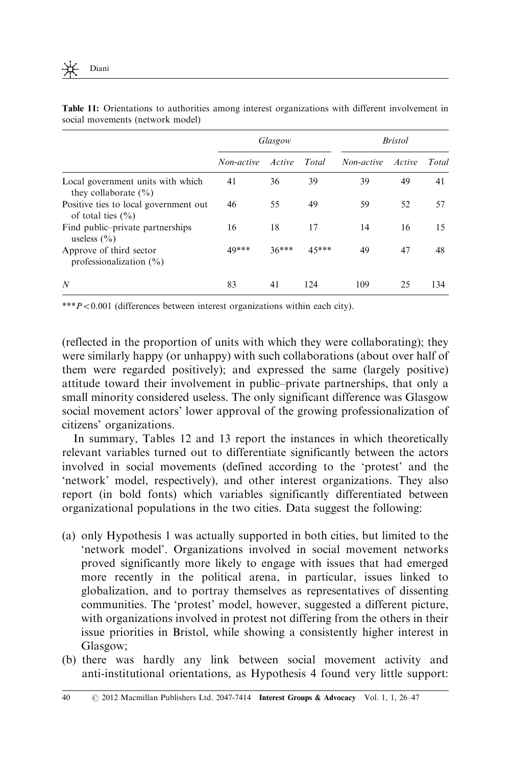**Table 11:** Orientations to authorities among interest organizations with different involvement in social movements (network model)

| | *Glasgow* | | | *Bristol* | | |
|---|---|---|---|---|---|---|
| | *Non-active* | *Active* | *Total* | *Non-active* | *Active* | *Total* |
| Local government units with which they collaborate (%) | 41 | 36 | 39 | 39 | 49 | 41 |
| Positive ties to local government out of total ties (%) | 46 | 55 | 49 | 59 | 52 | 57 |
| Find public–private partnerships useless (%) | 16 | 18 | 17 | 14 | 16 | 15 |
| Approve of third sector professionalization (%) | 49*** | 36*** | 45*** | 49 | 47 | 48 |
| *N* | 83 | 41 | 124 | 109 | 25 | 134 |

***$P<0.001$ (differences between interest organizations within each city).

(reflected in the proportion of units with which they were collaborating); they were similarly happy (or unhappy) with such collaborations (about over half of them were regarded positively); and expressed the same (largely positive) attitude toward their involvement in public–private partnerships, that only a small minority considered useless. The only significant difference was Glasgow social movement actors' lower approval of the growing professionalization of citizens' organizations.

In summary, Tables 12 and 13 report the instances in which theoretically relevant variables turned out to differentiate significantly between the actors involved in social movements (defined according to the 'protest' and the 'network' model, respectively), and other interest organizations. They also report (in bold fonts) which variables significantly differentiated between organizational populations in the two cities. Data suggest the following:

- (a) only Hypothesis 1 was actually supported in both cities, but limited to the 'network model'. Organizations involved in social movement networks proved significantly more likely to engage with issues that had emerged more recently in the political arena, in particular, issues linked to globalization, and to portray themselves as representatives of dissenting communities. The 'protest' model, however, suggested a different picture, with organizations involved in protest not differing from the others in their issue priorities in Bristol, while showing a consistently higher interest in Glasgow;
- (b) there was hardly any link between social movement activity and anti-institutional orientations, as Hypothesis 4 found very little support: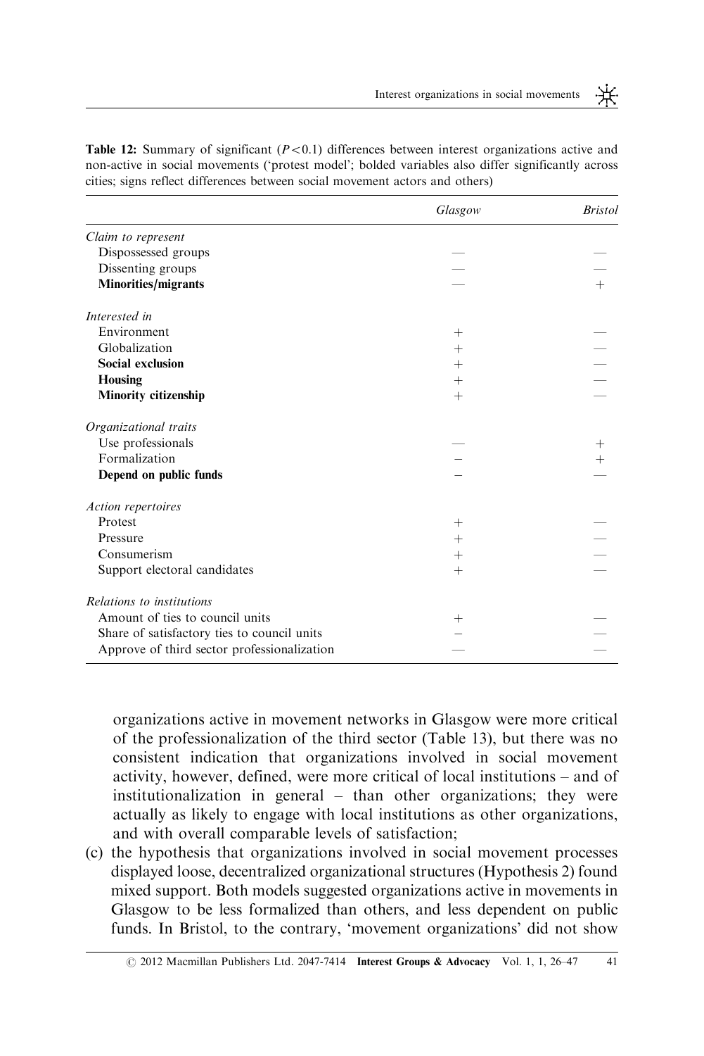**Table 12:** Summary of significant ($P<0.1$) differences between interest organizations active and non-active in social movements ('protest model'; bolded variables also differ significantly across cities; signs reflect differences between social movement actors and others)

| | *Glasgow* | *Bristol* |
|---|---|---|
| *Claim to represent* | | |
| Dispossessed groups | — | — |
| Dissenting groups | — | — |
| **Minorities/migrants** | — | + |
| *Interested in* | | |
| Environment | + | — |
| Globalization | + | — |
| **Social exclusion** | + | — |
| **Housing** | + | — |
| **Minority citizenship** | + | — |
| *Organizational traits* | | |
| Use professionals | — | + |
| Formalization | − | + |
| **Depend on public funds** | − | — |
| *Action repertoires* | | |
| Protest | + | — |
| Pressure | + | — |
| Consumerism | + | — |
| Support electoral candidates | + | — |
| *Relations to institutions* | | |
| Amount of ties to council units | + | — |
| Share of satisfactory ties to council units | − | — |
| Approve of third sector professionalization | — | — |

organizations active in movement networks in Glasgow were more critical of the professionalization of the third sector (Table 13), but there was no consistent indication that organizations involved in social movement activity, however, defined, were more critical of local institutions – and of institutionalization in general – than other organizations; they were actually as likely to engage with local institutions as other organizations, and with overall comparable levels of satisfaction;

(c) the hypothesis that organizations involved in social movement processes displayed loose, decentralized organizational structures (Hypothesis 2) found mixed support. Both models suggested organizations active in movements in Glasgow to be less formalized than others, and less dependent on public funds. In Bristol, to the contrary, 'movement organizations' did not show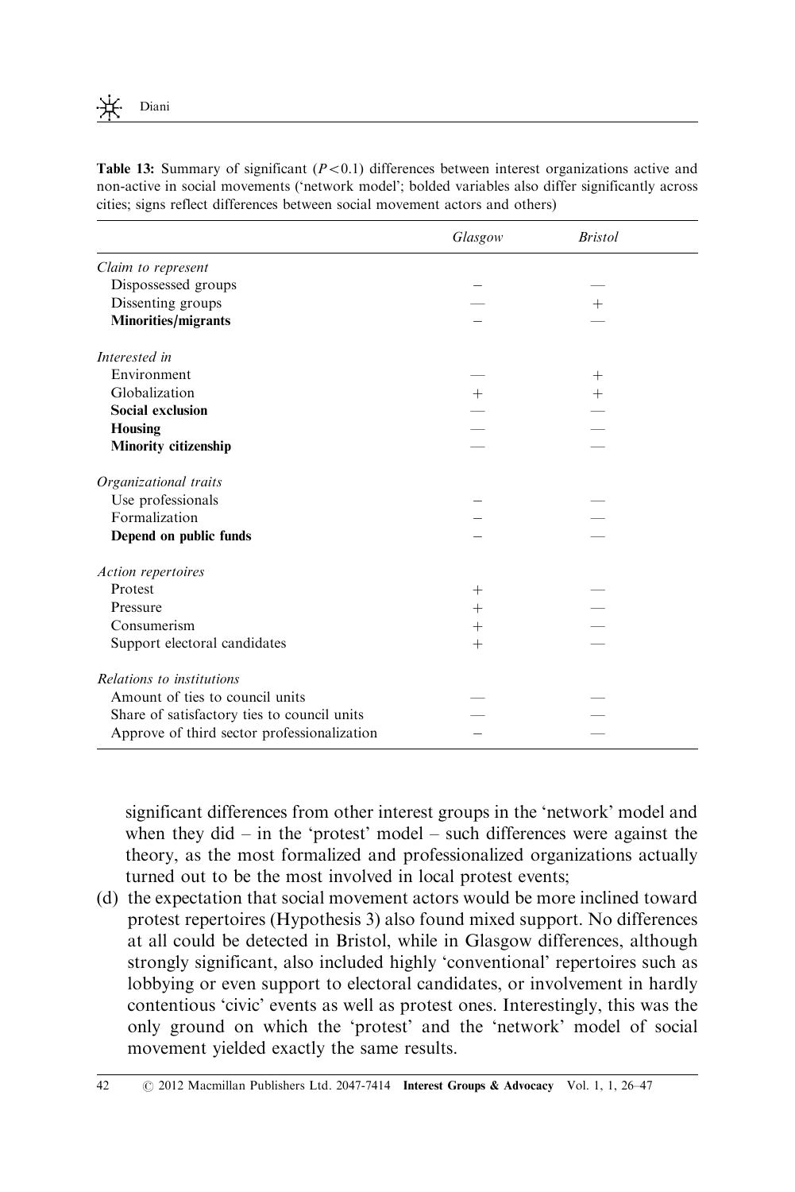**Table 13:** Summary of significant ($P < 0.1$) differences between interest organizations active and non-active in social movements ('network model'; bolded variables also differ significantly across cities; signs reflect differences between social movement actors and others)

| | *Glasgow* | *Bristol* |
|---|---|---|
| *Claim to represent* | | |
| Dispossessed groups | – | — |
| Dissenting groups | — | + |
| **Minorities/migrants** | – | — |
| *Interested in* | | |
| Environment | — | + |
| Globalization | + | + |
| **Social exclusion** | — | — |
| **Housing** | — | — |
| **Minority citizenship** | — | — |
| *Organizational traits* | | |
| Use professionals | – | — |
| Formalization | – | — |
| **Depend on public funds** | – | — |
| *Action repertoires* | | |
| Protest | + | — |
| Pressure | + | — |
| Consumerism | + | — |
| Support electoral candidates | + | — |
| *Relations to institutions* | | |
| Amount of ties to council units | — | — |
| Share of satisfactory ties to council units | — | — |
| Approve of third sector professionalization | – | — |

significant differences from other interest groups in the 'network' model and when they did – in the 'protest' model – such differences were against the theory, as the most formalized and professionalized organizations actually turned out to be the most involved in local protest events;

(d) the expectation that social movement actors would be more inclined toward protest repertoires (Hypothesis 3) also found mixed support. No differences at all could be detected in Bristol, while in Glasgow differences, although strongly significant, also included highly 'conventional' repertoires such as lobbying or even support to electoral candidates, or involvement in hardly contentious 'civic' events as well as protest ones. Interestingly, this was the only ground on which the 'protest' and the 'network' model of social movement yielded exactly the same results.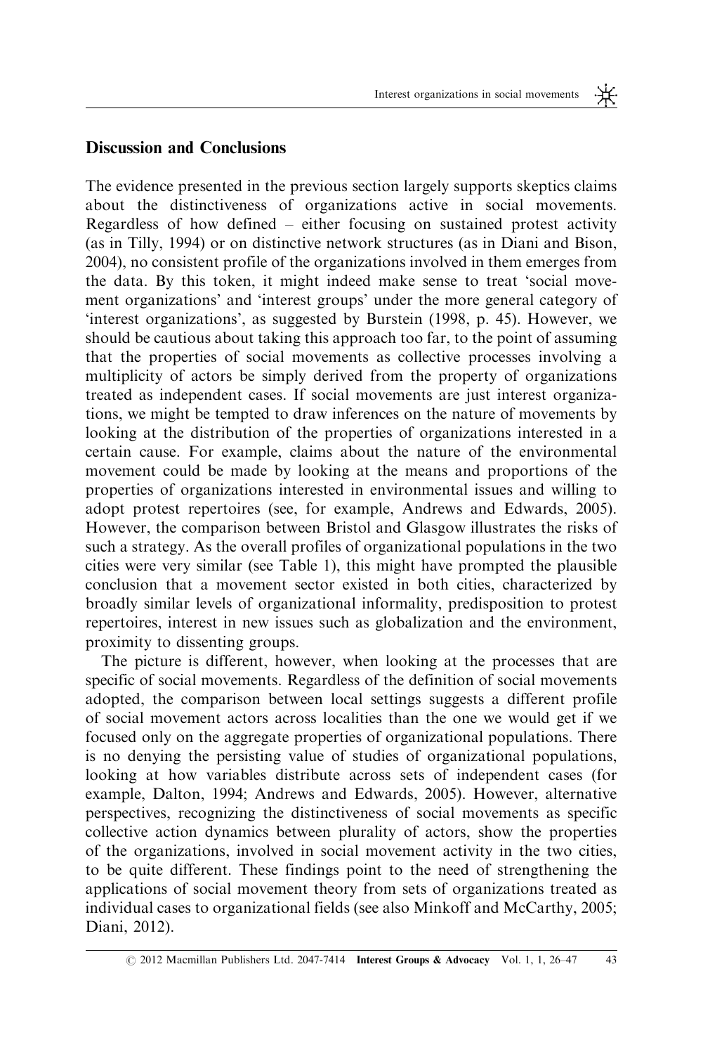## Discussion and Conclusions

The evidence presented in the previous section largely supports skeptics claims about the distinctiveness of organizations active in social movements. Regardless of how defined – either focusing on sustained protest activity (as in Tilly, 1994) or on distinctive network structures (as in Diani and Bison, 2004), no consistent profile of the organizations involved in them emerges from the data. By this token, it might indeed make sense to treat 'social movement organizations' and 'interest groups' under the more general category of 'interest organizations', as suggested by Burstein (1998, p. 45). However, we should be cautious about taking this approach too far, to the point of assuming that the properties of social movements as collective processes involving a multiplicity of actors be simply derived from the property of organizations treated as independent cases. If social movements are just interest organizations, we might be tempted to draw inferences on the nature of movements by looking at the distribution of the properties of organizations interested in a certain cause. For example, claims about the nature of the environmental movement could be made by looking at the means and proportions of the properties of organizations interested in environmental issues and willing to adopt protest repertoires (see, for example, Andrews and Edwards, 2005). However, the comparison between Bristol and Glasgow illustrates the risks of such a strategy. As the overall profiles of organizational populations in the two cities were very similar (see Table 1), this might have prompted the plausible conclusion that a movement sector existed in both cities, characterized by broadly similar levels of organizational informality, predisposition to protest repertoires, interest in new issues such as globalization and the environment, proximity to dissenting groups.

The picture is different, however, when looking at the processes that are specific of social movements. Regardless of the definition of social movements adopted, the comparison between local settings suggests a different profile of social movement actors across localities than the one we would get if we focused only on the aggregate properties of organizational populations. There is no denying the persisting value of studies of organizational populations, looking at how variables distribute across sets of independent cases (for example, Dalton, 1994; Andrews and Edwards, 2005). However, alternative perspectives, recognizing the distinctiveness of social movements as specific collective action dynamics between plurality of actors, show the properties of the organizations, involved in social movement activity in the two cities, to be quite different. These findings point to the need of strengthening the applications of social movement theory from sets of organizations treated as individual cases to organizational fields (see also Minkoff and McCarthy, 2005; Diani, 2012).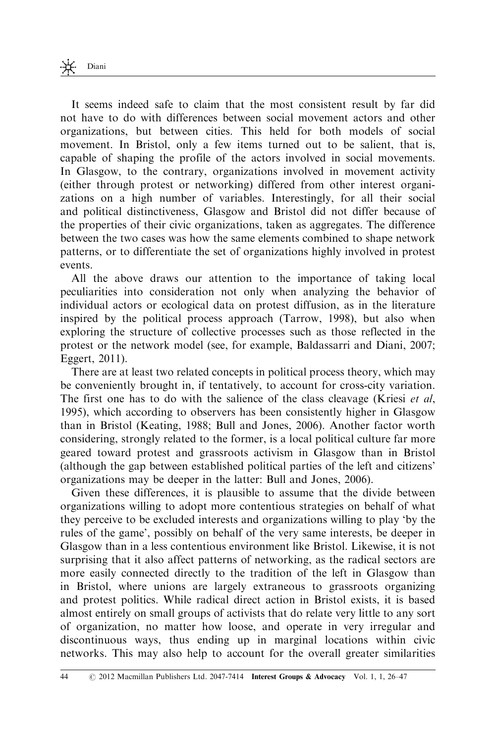It seems indeed safe to claim that the most consistent result by far did not have to do with differences between social movement actors and other organizations, but between cities. This held for both models of social movement. In Bristol, only a few items turned out to be salient, that is, capable of shaping the profile of the actors involved in social movements. In Glasgow, to the contrary, organizations involved in movement activity (either through protest or networking) differed from other interest organizations on a high number of variables. Interestingly, for all their social and political distinctiveness, Glasgow and Bristol did not differ because of the properties of their civic organizations, taken as aggregates. The difference between the two cases was how the same elements combined to shape network patterns, or to differentiate the set of organizations highly involved in protest events.

All the above draws our attention to the importance of taking local peculiarities into consideration not only when analyzing the behavior of individual actors or ecological data on protest diffusion, as in the literature inspired by the political process approach (Tarrow, 1998), but also when exploring the structure of collective processes such as those reflected in the protest or the network model (see, for example, Baldassarri and Diani, 2007; Eggert, 2011).

There are at least two related concepts in political process theory, which may be conveniently brought in, if tentatively, to account for cross-city variation. The first one has to do with the salience of the class cleavage (Kriesi *et al*, 1995), which according to observers has been consistently higher in Glasgow than in Bristol (Keating, 1988; Bull and Jones, 2006). Another factor worth considering, strongly related to the former, is a local political culture far more geared toward protest and grassroots activism in Glasgow than in Bristol (although the gap between established political parties of the left and citizens' organizations may be deeper in the latter: Bull and Jones, 2006).

Given these differences, it is plausible to assume that the divide between organizations willing to adopt more contentious strategies on behalf of what they perceive to be excluded interests and organizations willing to play 'by the rules of the game', possibly on behalf of the very same interests, be deeper in Glasgow than in a less contentious environment like Bristol. Likewise, it is not surprising that it also affect patterns of networking, as the radical sectors are more easily connected directly to the tradition of the left in Glasgow than in Bristol, where unions are largely extraneous to grassroots organizing and protest politics. While radical direct action in Bristol exists, it is based almost entirely on small groups of activists that do relate very little to any sort of organization, no matter how loose, and operate in very irregular and discontinuous ways, thus ending up in marginal locations within civic networks. This may also help to account for the overall greater similarities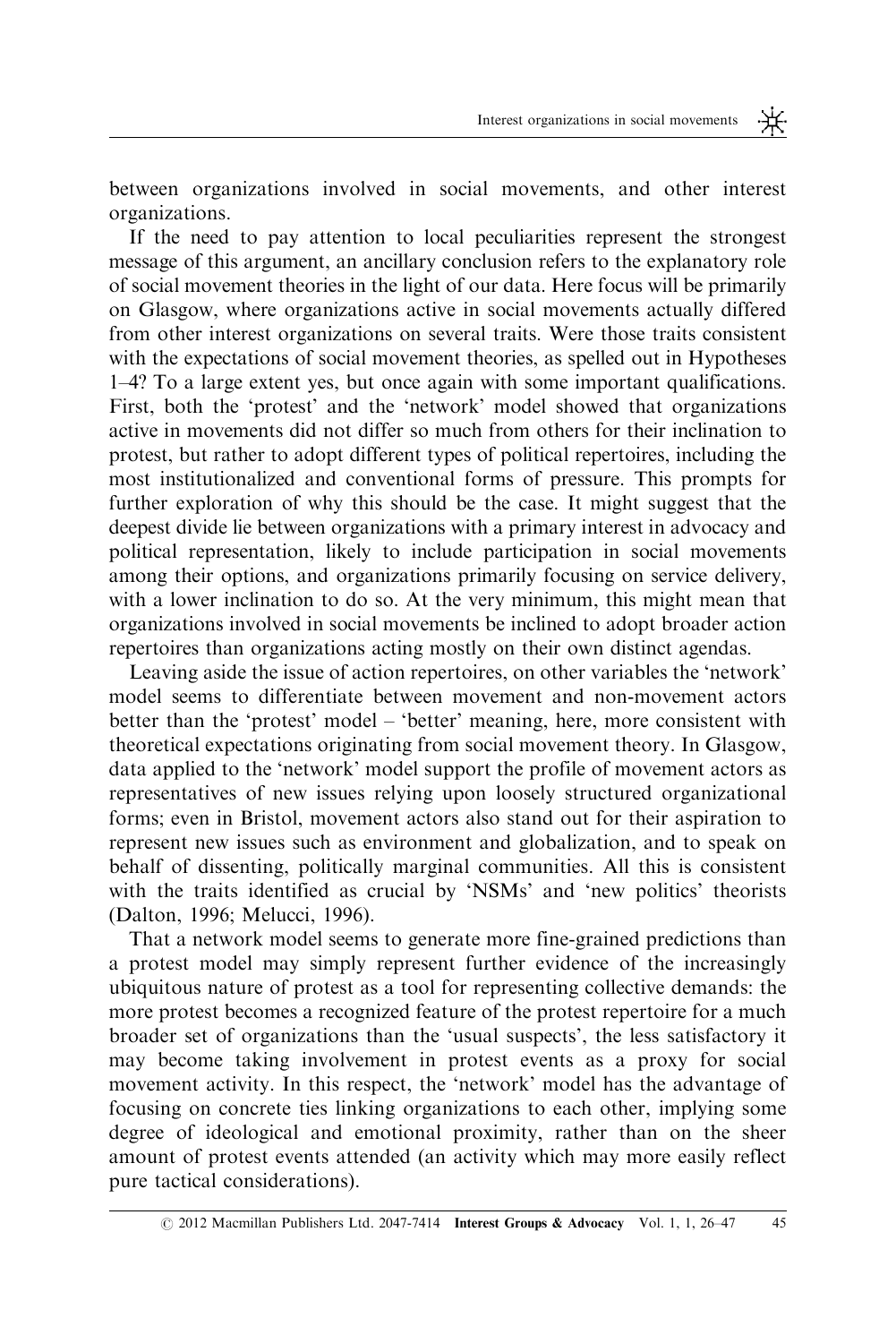between organizations involved in social movements, and other interest organizations.

If the need to pay attention to local peculiarities represent the strongest message of this argument, an ancillary conclusion refers to the explanatory role of social movement theories in the light of our data. Here focus will be primarily on Glasgow, where organizations active in social movements actually differed from other interest organizations on several traits. Were those traits consistent with the expectations of social movement theories, as spelled out in Hypotheses 1–4? To a large extent yes, but once again with some important qualifications. First, both the 'protest' and the 'network' model showed that organizations active in movements did not differ so much from others for their inclination to protest, but rather to adopt different types of political repertoires, including the most institutionalized and conventional forms of pressure. This prompts for further exploration of why this should be the case. It might suggest that the deepest divide lie between organizations with a primary interest in advocacy and political representation, likely to include participation in social movements among their options, and organizations primarily focusing on service delivery, with a lower inclination to do so. At the very minimum, this might mean that organizations involved in social movements be inclined to adopt broader action repertoires than organizations acting mostly on their own distinct agendas.

Leaving aside the issue of action repertoires, on other variables the 'network' model seems to differentiate between movement and non-movement actors better than the 'protest' model – 'better' meaning, here, more consistent with theoretical expectations originating from social movement theory. In Glasgow, data applied to the 'network' model support the profile of movement actors as representatives of new issues relying upon loosely structured organizational forms; even in Bristol, movement actors also stand out for their aspiration to represent new issues such as environment and globalization, and to speak on behalf of dissenting, politically marginal communities. All this is consistent with the traits identified as crucial by 'NSMs' and 'new politics' theorists (Dalton, 1996; Melucci, 1996).

That a network model seems to generate more fine-grained predictions than a protest model may simply represent further evidence of the increasingly ubiquitous nature of protest as a tool for representing collective demands: the more protest becomes a recognized feature of the protest repertoire for a much broader set of organizations than the 'usual suspects', the less satisfactory it may become taking involvement in protest events as a proxy for social movement activity. In this respect, the 'network' model has the advantage of focusing on concrete ties linking organizations to each other, implying some degree of ideological and emotional proximity, rather than on the sheer amount of protest events attended (an activity which may more easily reflect pure tactical considerations).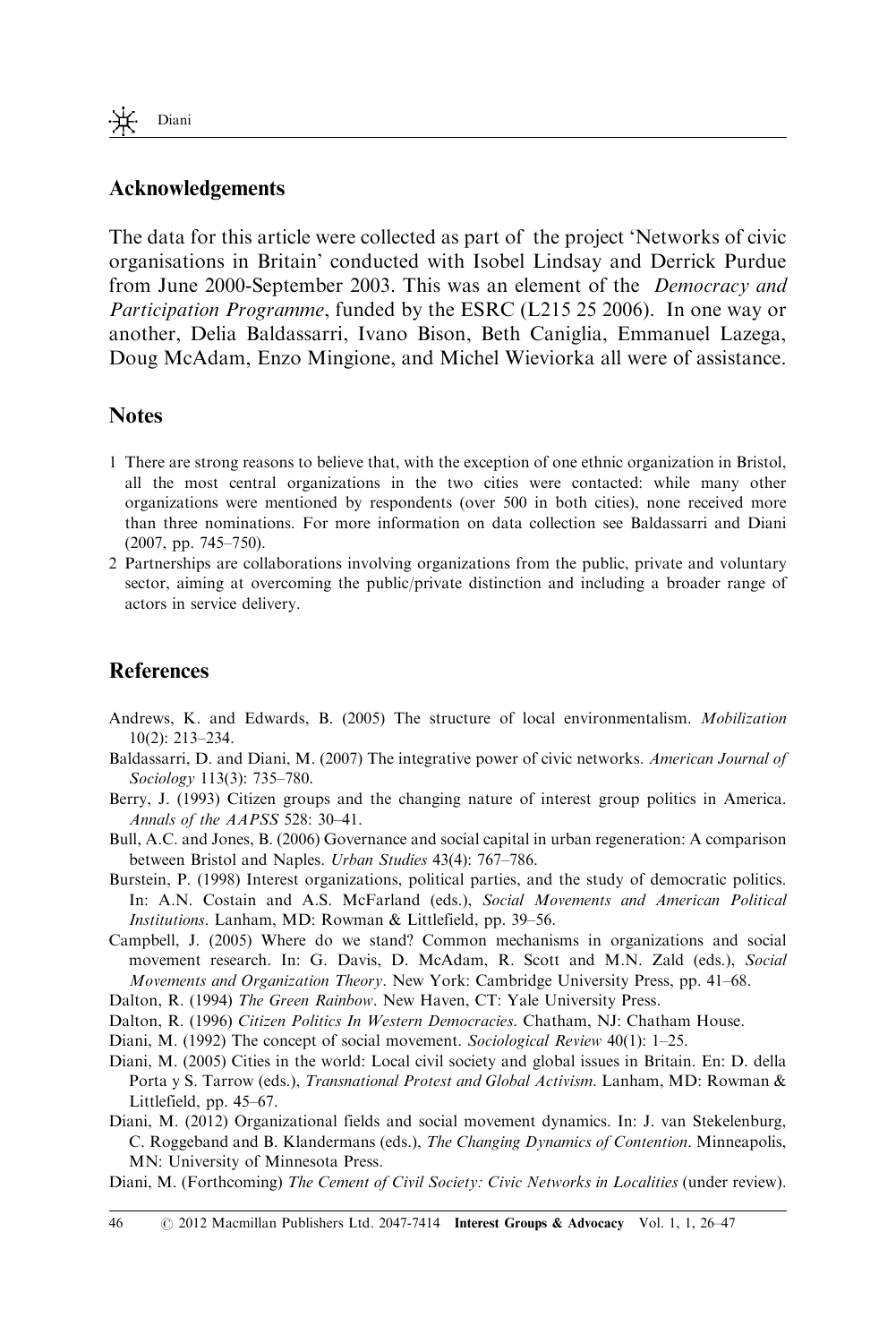## Acknowledgements

The data for this article were collected as part of the project 'Networks of civic organisations in Britain' conducted with Isobel Lindsay and Derrick Purdue from June 2000-September 2003. This was an element of the *Democracy and Participation Programme*, funded by the ESRC (L215 25 2006). In one way or another, Delia Baldassarri, Ivano Bison, Beth Caniglia, Emmanuel Lazega, Doug McAdam, Enzo Mingione, and Michel Wieviorka all were of assistance.

## Notes

1 There are strong reasons to believe that, with the exception of one ethnic organization in Bristol, all the most central organizations in the two cities were contacted: while many other organizations were mentioned by respondents (over 500 in both cities), none received more than three nominations. For more information on data collection see Baldassarri and Diani (2007, pp. 745–750).

2 Partnerships are collaborations involving organizations from the public, private and voluntary sector, aiming at overcoming the public/private distinction and including a broader range of actors in service delivery.

## References

Andrews, K. and Edwards, B. (2005) The structure of local environmentalism. *Mobilization* 10(2): 213–234.

Baldassarri, D. and Diani, M. (2007) The integrative power of civic networks. *American Journal of Sociology* 113(3): 735–780.

Berry, J. (1993) Citizen groups and the changing nature of interest group politics in America. *Annals of the AAPSS* 528: 30–41.

Bull, A.C. and Jones, B. (2006) Governance and social capital in urban regeneration: A comparison between Bristol and Naples. *Urban Studies* 43(4): 767–786.

Burstein, P. (1998) Interest organizations, political parties, and the study of democratic politics. In: A.N. Costain and A.S. McFarland (eds.), *Social Movements and American Political Institutions*. Lanham, MD: Rowman & Littlefield, pp. 39–56.

Campbell, J. (2005) Where do we stand? Common mechanisms in organizations and social movement research. In: G. Davis, D. McAdam, R. Scott and M.N. Zald (eds.), *Social Movements and Organization Theory*. New York: Cambridge University Press, pp. 41–68.

Dalton, R. (1994) *The Green Rainbow*. New Haven, CT: Yale University Press.

Dalton, R. (1996) *Citizen Politics In Western Democracies*. Chatham, NJ: Chatham House.

Diani, M. (1992) The concept of social movement. *Sociological Review* 40(1): 1–25.

Diani, M. (2005) Cities in the world: Local civil society and global issues in Britain. En: D. della Porta y S. Tarrow (eds.), *Transnational Protest and Global Activism*. Lanham, MD: Rowman & Littlefield, pp. 45–67.

Diani, M. (2012) Organizational fields and social movement dynamics. In: J. van Stekelenburg, C. Roggeband and B. Klandermans (eds.), *The Changing Dynamics of Contention*. Minneapolis, MN: University of Minnesota Press.

Diani, M. (Forthcoming) *The Cement of Civil Society: Civic Networks in Localities* (under review).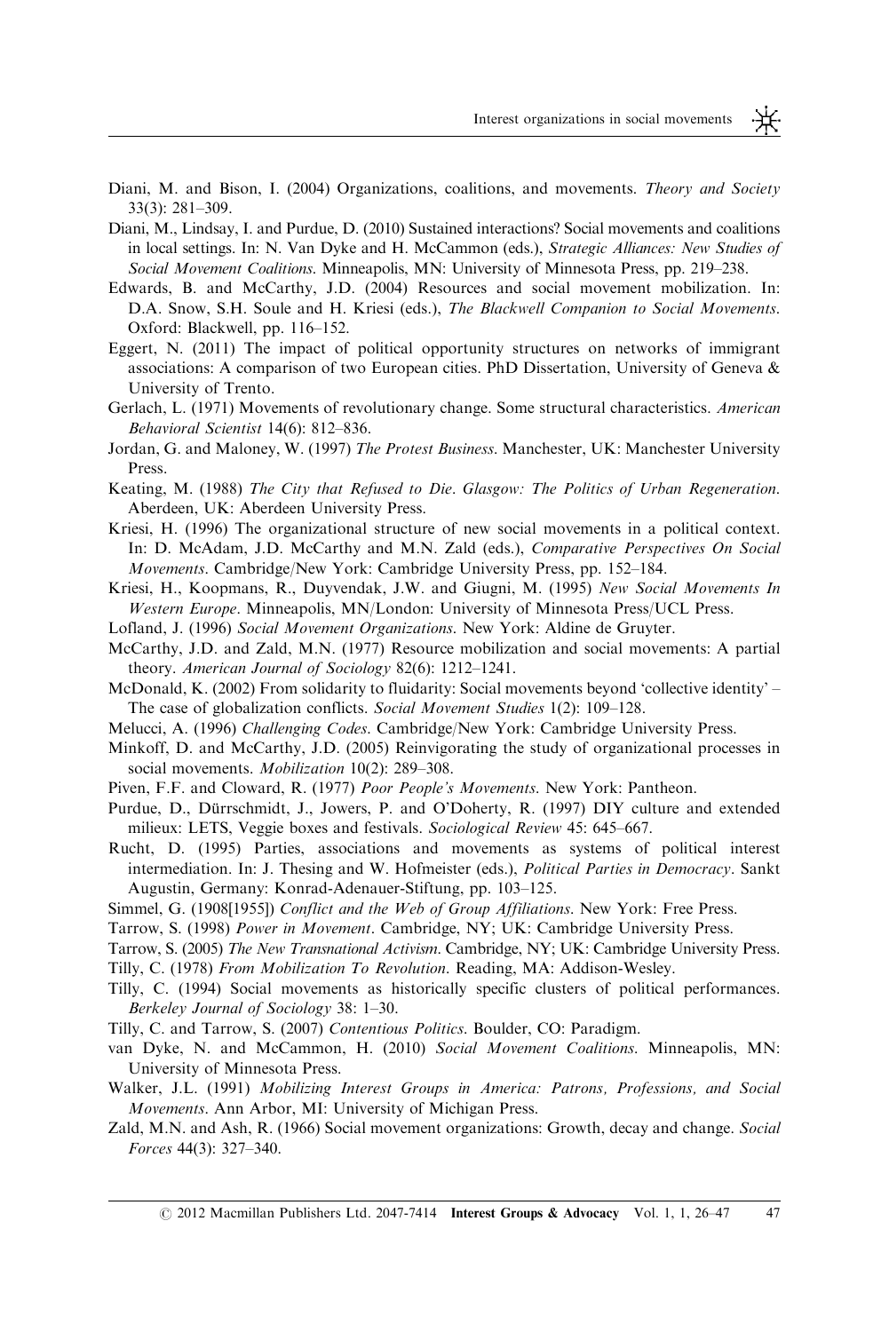Diani, M. and Bison, I. (2004) Organizations, coalitions, and movements. *Theory and Society* 33(3): 281–309.

Diani, M., Lindsay, I. and Purdue, D. (2010) Sustained interactions? Social movements and coalitions in local settings. In: N. Van Dyke and H. McCammon (eds.), *Strategic Alliances: New Studies of Social Movement Coalitions*. Minneapolis, MN: University of Minnesota Press, pp. 219–238.

Edwards, B. and McCarthy, J.D. (2004) Resources and social movement mobilization. In: D.A. Snow, S.H. Soule and H. Kriesi (eds.), *The Blackwell Companion to Social Movements*. Oxford: Blackwell, pp. 116–152.

Eggert, N. (2011) The impact of political opportunity structures on networks of immigrant associations: A comparison of two European cities. PhD Dissertation, University of Geneva & University of Trento.

Gerlach, L. (1971) Movements of revolutionary change. Some structural characteristics. *American Behavioral Scientist* 14(6): 812–836.

Jordan, G. and Maloney, W. (1997) *The Protest Business*. Manchester, UK: Manchester University Press.

Keating, M. (1988) *The City that Refused to Die. Glasgow: The Politics of Urban Regeneration*. Aberdeen, UK: Aberdeen University Press.

Kriesi, H. (1996) The organizational structure of new social movements in a political context. In: D. McAdam, J.D. McCarthy and M.N. Zald (eds.), *Comparative Perspectives On Social Movements*. Cambridge/New York: Cambridge University Press, pp. 152–184.

Kriesi, H., Koopmans, R., Duyvendak, J.W. and Giugni, M. (1995) *New Social Movements In Western Europe*. Minneapolis, MN/London: University of Minnesota Press/UCL Press.

Lofland, J. (1996) *Social Movement Organizations*. New York: Aldine de Gruyter.

McCarthy, J.D. and Zald, M.N. (1977) Resource mobilization and social movements: A partial theory. *American Journal of Sociology* 82(6): 1212–1241.

McDonald, K. (2002) From solidarity to fluidarity: Social movements beyond 'collective identity' – The case of globalization conflicts. *Social Movement Studies* 1(2): 109–128.

Melucci, A. (1996) *Challenging Codes*. Cambridge/New York: Cambridge University Press.

Minkoff, D. and McCarthy, J.D. (2005) Reinvigorating the study of organizational processes in social movements. *Mobilization* 10(2): 289–308.

Piven, F.F. and Cloward, R. (1977) *Poor People's Movements*. New York: Pantheon.

Purdue, D., Dürrschmidt, J., Jowers, P. and O'Doherty, R. (1997) DIY culture and extended milieux: LETS, Veggie boxes and festivals. *Sociological Review* 45: 645–667.

Rucht, D. (1995) Parties, associations and movements as systems of political interest intermediation. In: J. Thesing and W. Hofmeister (eds.), *Political Parties in Democracy*. Sankt Augustin, Germany: Konrad-Adenauer-Stiftung, pp. 103–125.

Simmel, G. (1908[1955]) *Conflict and the Web of Group Affiliations*. New York: Free Press.

Tarrow, S. (1998) *Power in Movement*. Cambridge, NY; UK: Cambridge University Press.

Tarrow, S. (2005) *The New Transnational Activism*. Cambridge, NY; UK: Cambridge University Press.

Tilly, C. (1978) *From Mobilization To Revolution*. Reading, MA: Addison-Wesley.

Tilly, C. (1994) Social movements as historically specific clusters of political performances. *Berkeley Journal of Sociology* 38: 1–30.

Tilly, C. and Tarrow, S. (2007) *Contentious Politics*. Boulder, CO: Paradigm.

van Dyke, N. and McCammon, H. (2010) *Social Movement Coalitions*. Minneapolis, MN: University of Minnesota Press.

Walker, J.L. (1991) *Mobilizing Interest Groups in America: Patrons, Professions, and Social Movements*. Ann Arbor, MI: University of Michigan Press.

Zald, M.N. and Ash, R. (1966) Social movement organizations: Growth, decay and change. *Social Forces* 44(3): 327–340.